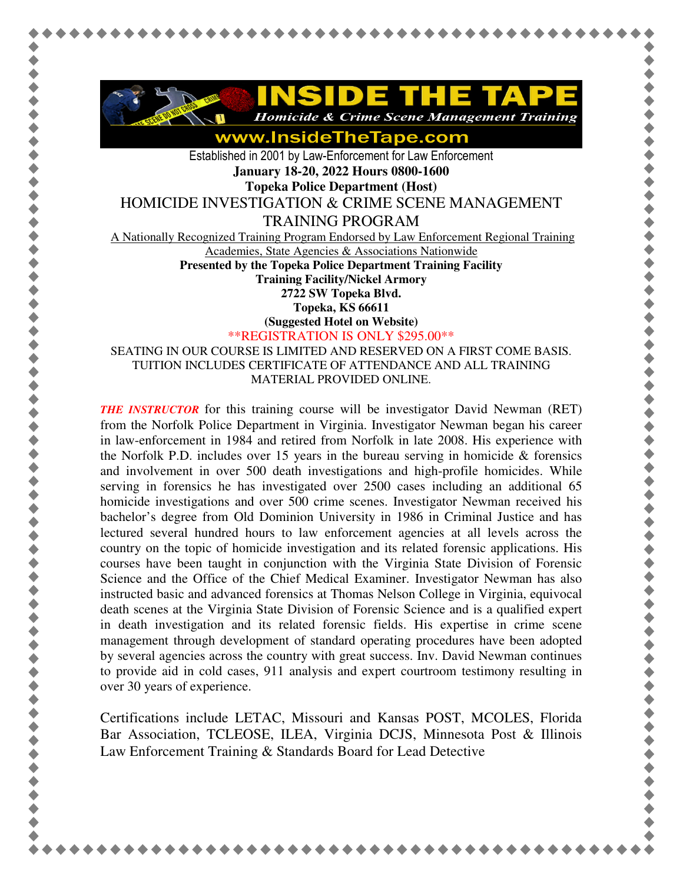# INSIDE THE TAPE

*Homicide & Crime Scene Management Training*

www.InsideTheTape.com

Established in 2001 by Law-Enforcement for Law Enforcement

**January 18-20, 2022 Hours 0800-1600**

**Topeka Police Department (Host)**

## HOMICIDE INVESTIGATION & CRIME SCENE MANAGEMENT TRAINING PROGRAM

A Nationally Recognized Training Program Endorsed by Law Enforcement Regional Training Academies, State Agencies & Associations Nationwide

**Presented by the Topeka Police Department Training Facility**
**Training Facility/Nickel Armory**
**2722 SW Topeka Blvd.**
**Topeka, KS 66611**
**(Suggested Hotel on Website)**

**REGISTRATION IS ONLY $295.00**

SEATING IN OUR COURSE IS LIMITED AND RESERVED ON A FIRST COME BASIS. TUITION INCLUDES CERTIFICATE OF ATTENDANCE AND ALL TRAINING MATERIAL PROVIDED ONLINE.

***THE INSTRUCTOR*** for this training course will be investigator David Newman (RET) from the Norfolk Police Department in Virginia. Investigator Newman began his career in law-enforcement in 1984 and retired from Norfolk in late 2008. His experience with the Norfolk P.D. includes over 15 years in the bureau serving in homicide & forensics and involvement in over 500 death investigations and high-profile homicides. While serving in forensics he has investigated over 2500 cases including an additional 65 homicide investigations and over 500 crime scenes. Investigator Newman received his bachelor's degree from Old Dominion University in 1986 in Criminal Justice and has lectured several hundred hours to law enforcement agencies at all levels across the country on the topic of homicide investigation and its related forensic applications. His courses have been taught in conjunction with the Virginia State Division of Forensic Science and the Office of the Chief Medical Examiner. Investigator Newman has also instructed basic and advanced forensics at Thomas Nelson College in Virginia, equivocal death scenes at the Virginia State Division of Forensic Science and is a qualified expert in death investigation and its related forensic fields. His expertise in crime scene management through development of standard operating procedures have been adopted by several agencies across the country with great success. Inv. David Newman continues to provide aid in cold cases, 911 analysis and expert courtroom testimony resulting in over 30 years of experience.

Certifications include LETAC, Missouri and Kansas POST, MCOLES, Florida Bar Association, TCLEOSE, ILEA, Virginia DCJS, Minnesota Post & Illinois Law Enforcement Training & Standards Board for Lead Detective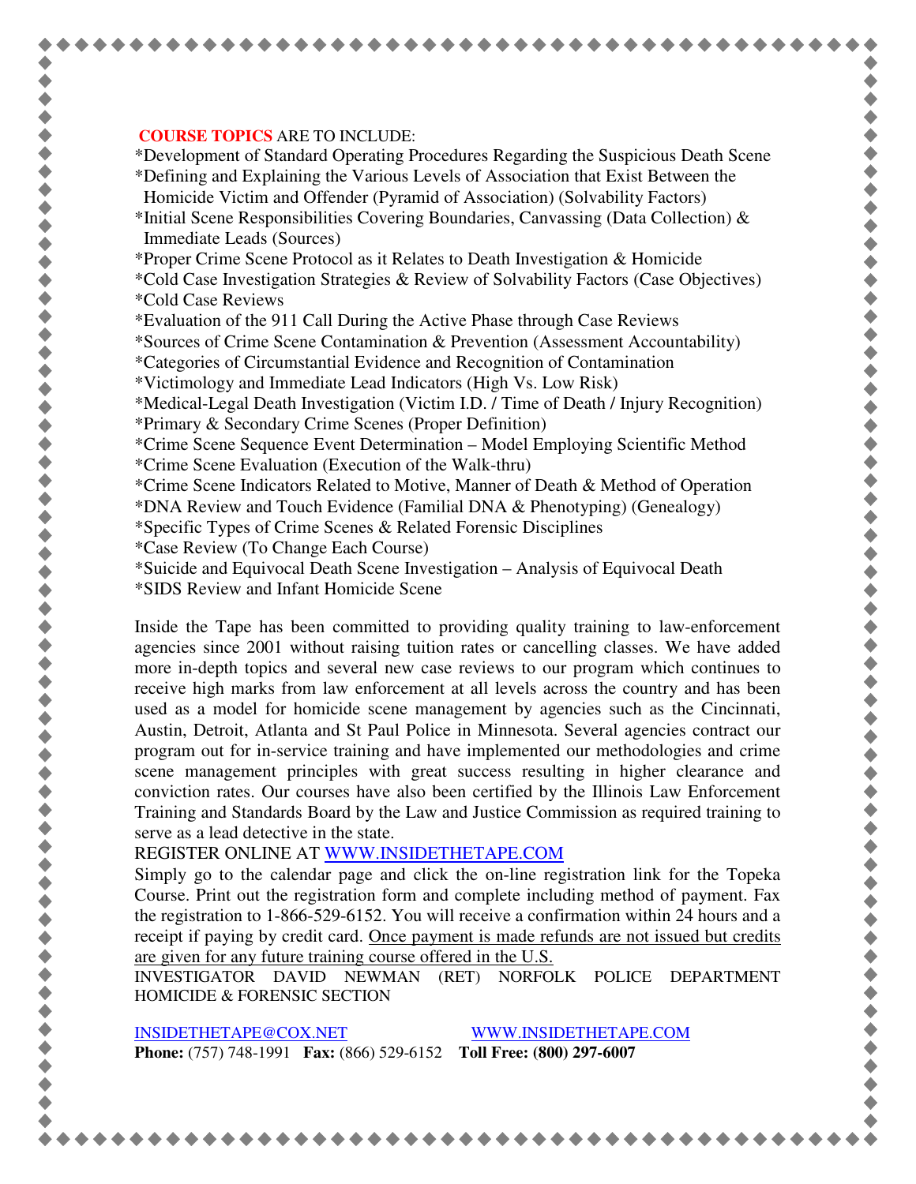**COURSE TOPICS** ARE TO INCLUDE:

*Development of Standard Operating Procedures Regarding the Suspicious Death Scene
*Defining and Explaining the Various Levels of Association that Exist Between the Homicide Victim and Offender (Pyramid of Association) (Solvability Factors)
*Initial Scene Responsibilities Covering Boundaries, Canvassing (Data Collection) & Immediate Leads (Sources)
*Proper Crime Scene Protocol as it Relates to Death Investigation & Homicide
*Cold Case Investigation Strategies & Review of Solvability Factors (Case Objectives)
*Cold Case Reviews
*Evaluation of the 911 Call During the Active Phase through Case Reviews
*Sources of Crime Scene Contamination & Prevention (Assessment Accountability)
*Categories of Circumstantial Evidence and Recognition of Contamination
*Victimology and Immediate Lead Indicators (High Vs. Low Risk)
*Medical-Legal Death Investigation (Victim I.D. / Time of Death / Injury Recognition)
*Primary & Secondary Crime Scenes (Proper Definition)
*Crime Scene Sequence Event Determination – Model Employing Scientific Method
*Crime Scene Evaluation (Execution of the Walk-thru)
*Crime Scene Indicators Related to Motive, Manner of Death & Method of Operation
*DNA Review and Touch Evidence (Familial DNA & Phenotyping) (Genealogy)
*Specific Types of Crime Scenes & Related Forensic Disciplines
*Case Review (To Change Each Course)
*Suicide and Equivocal Death Scene Investigation – Analysis of Equivocal Death
*SIDS Review and Infant Homicide Scene

Inside the Tape has been committed to providing quality training to law-enforcement agencies since 2001 without raising tuition rates or cancelling classes. We have added more in-depth topics and several new case reviews to our program which continues to receive high marks from law enforcement at all levels across the country and has been used as a model for homicide scene management by agencies such as the Cincinnati, Austin, Detroit, Atlanta and St Paul Police in Minnesota. Several agencies contract our program out for in-service training and have implemented our methodologies and crime scene management principles with great success resulting in higher clearance and conviction rates. Our courses have also been certified by the Illinois Law Enforcement Training and Standards Board by the Law and Justice Commission as required training to serve as a lead detective in the state.

REGISTER ONLINE AT WWW.INSIDETHETAPE.COM

Simply go to the calendar page and click the on-line registration link for the Topeka Course. Print out the registration form and complete including method of payment. Fax the registration to 1-866-529-6152. You will receive a confirmation within 24 hours and a receipt if paying by credit card. Once payment is made refunds are not issued but credits are given for any future training course offered in the U.S.

INVESTIGATOR DAVID NEWMAN (RET) NORFOLK POLICE DEPARTMENT HOMICIDE & FORENSIC SECTION

INSIDETHETAPE@COX.NET WWW.INSIDETHETAPE.COM

**Phone:** (757) 748-1991 **Fax:** (866) 529-6152 **Toll Free: (800) 297-6007**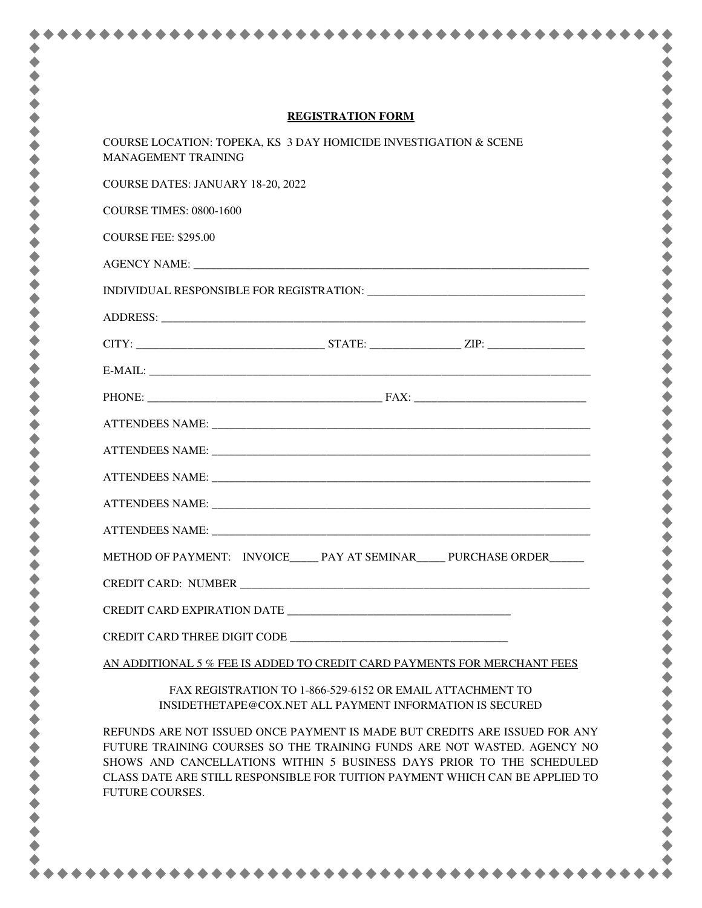# REGISTRATION FORM

COURSE LOCATION: TOPEKA, KS 3 DAY HOMICIDE INVESTIGATION & SCENE MANAGEMENT TRAINING

COURSE DATES: JANUARY 18-20, 2022

COURSE TIMES: 0800-1600

COURSE FEE: $295.00

AGENCY NAME: ___________________________________________________________________

INDIVIDUAL RESPONSIBLE FOR REGISTRATION: ____________________________________

ADDRESS: _______________________________________________________________________

CITY: ________________________________ STATE: _______________ ZIP: ________________

E-MAIL: _________________________________________________________________________

PHONE: ________________________________________ FAX: _____________________________

ATTENDEES NAME: _______________________________________________________________

ATTENDEES NAME: _______________________________________________________________

ATTENDEES NAME: _______________________________________________________________

ATTENDEES NAME: _______________________________________________________________

ATTENDEES NAME: _______________________________________________________________

METHOD OF PAYMENT: INVOICE_____ PAY AT SEMINAR_____ PURCHASE ORDER______

CREDIT CARD: NUMBER ___________________________________________________________

CREDIT CARD EXPIRATION DATE _____________________________________

CREDIT CARD THREE DIGIT CODE ____________________________________

AN ADDITIONAL 5 % FEE IS ADDED TO CREDIT CARD PAYMENTS FOR MERCHANT FEES

FAX REGISTRATION TO 1-866-529-6152 OR EMAIL ATTACHMENT TO INSIDETHETAPE@COX.NET ALL PAYMENT INFORMATION IS SECURED

REFUNDS ARE NOT ISSUED ONCE PAYMENT IS MADE BUT CREDITS ARE ISSUED FOR ANY FUTURE TRAINING COURSES SO THE TRAINING FUNDS ARE NOT WASTED. AGENCY NO SHOWS AND CANCELLATIONS WITHIN 5 BUSINESS DAYS PRIOR TO THE SCHEDULED CLASS DATE ARE STILL RESPONSIBLE FOR TUITION PAYMENT WHICH CAN BE APPLIED TO FUTURE COURSES.